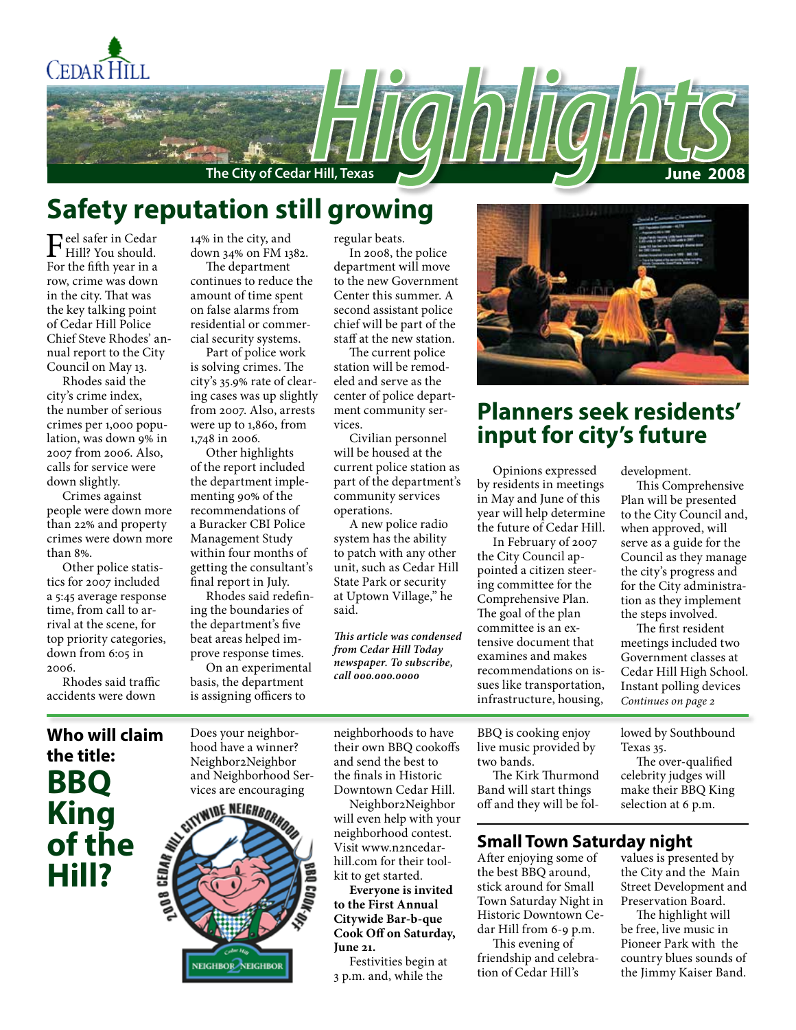# Highlights

The City of Cedar Hill, Texas

June 2008

## Safety reputation still growing

Feel safer in Cedar Hill? You should. For the fifth year in a row, crime was down in the city. That was the key talking point of Cedar Hill Police Chief Steve Rhodes' annual report to the City Council on May 13.

Rhodes said the city's crime index, the number of serious crimes per 1,000 population, was down 9% in 2007 from 2006. Also, calls for service were down slightly.

Crimes against people were down more than 22% and property crimes were down more than 8%.

Other police statistics for 2007 included a 5:45 average response time, from call to arrival at the scene, for top priority categories, down from 6:05 in 2006.

Rhodes said traffic accidents were down 14% in the city, and down 34% on FM 1382.

The department continues to reduce the amount of time spent on false alarms from residential or commercial security systems.

Part of police work is solving crimes. The city's 35.9% rate of clearing cases was up slightly from 2007. Also, arrests were up to 1,860, from 1,748 in 2006.

Other highlights of the report included the department implementing 90% of the recommendations of a Buracker CBI Police Management Study within four months of getting the consultant's final report in July.

Rhodes said redefining the boundaries of the department's five beat areas helped improve response times.

On an experimental basis, the department is assigning officers to regular beats.

In 2008, the police department will move to the new Government Center this summer. A second assistant police chief will be part of the staff at the new station.

The current police station will be remodeled and serve as the center of police department community services.

Civilian personnel will be housed at the current police station as part of the department's community services operations.

A new police radio system has the ability to patch with any other unit, such as Cedar Hill State Park or security at Uptown Village," he said.

*This article was condensed from Cedar Hill Today newspaper. To subscribe, call 000.000.0000*

## Planners seek residents' input for city's future

Opinions expressed by residents in meetings in May and June of this year will help determine the future of Cedar Hill.

In February of 2007 the City Council appointed a citizen steering committee for the Comprehensive Plan. The goal of the plan committee is an extensive document that examines and makes recommendations on issues like transportation, infrastructure, housing, development.

This Comprehensive Plan will be presented to the City Council and, when approved, will serve as a guide for the Council as they manage the city's progress and for the City administration as they implement the steps involved.

The first resident meetings included two Government classes at Cedar Hill High School. Instant polling devices

*Continues on page 2*

## Who will claim the title: BBQ King of the Hill?

Does your neighborhood have a winner? Neighbor2Neighbor and Neighborhood Services are encouraging neighborhoods to have their own BBQ cookoffs and send the best to the finals in Historic Downtown Cedar Hill.

Neighbor2Neighbor will even help with your neighborhood contest. Visit www.n2ncedarhill.com for their toolkit to get started.

**Everyone is invited to the First Annual Citywide Bar-b-que Cook Off on Saturday, June 21.**

Festivities begin at 3 p.m. and, while the BBQ is cooking enjoy live music provided by two bands.

The Kirk Thurmond Band will start things off and they will be followed by Southbound Texas 35.

The over-qualified celebrity judges will make their BBQ King selection at 6 p.m.

## Small Town Saturday night

After enjoying some of the best BBQ around, stick around for Small Town Saturday Night in Historic Downtown Cedar Hill from 6-9 p.m.

This evening of friendship and celebration of Cedar Hill's values is presented by the City and the Main Street Development and Preservation Board.

The highlight will be free, live music in Pioneer Park with the country blues sounds of the Jimmy Kaiser Band.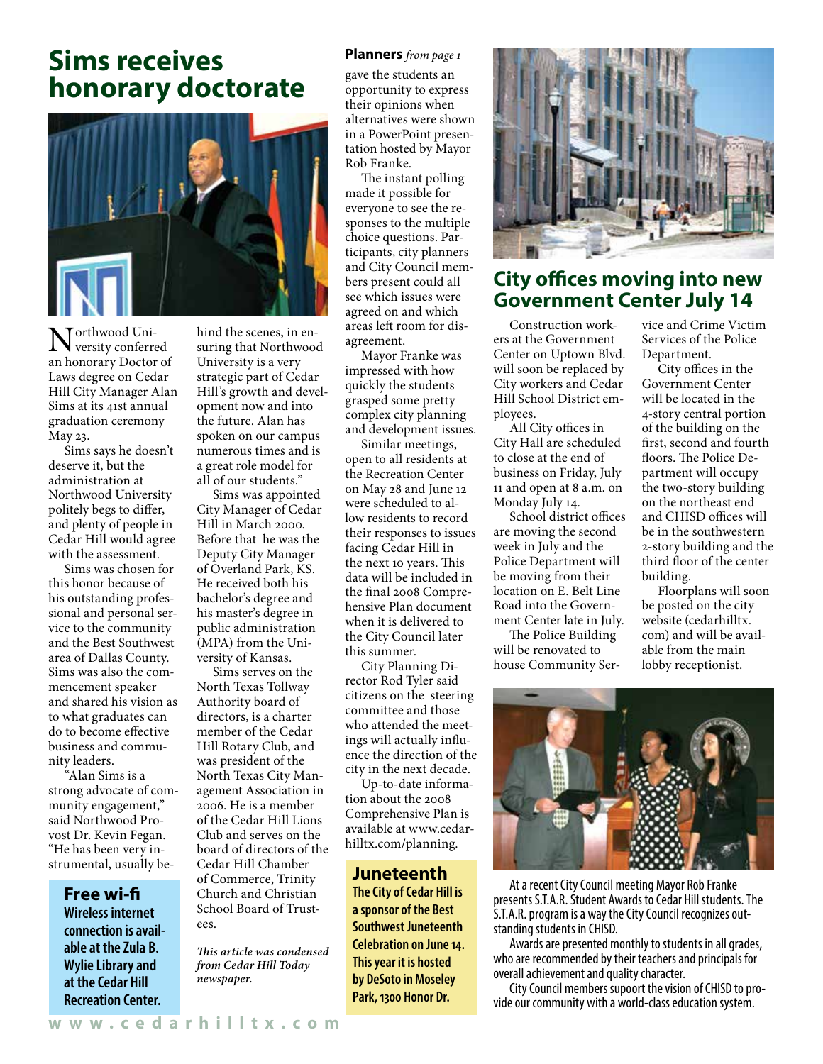# Sims receives honorary doctorate

Northwood University conferred an honorary Doctor of Laws degree on Cedar Hill City Manager Alan Sims at its 41st annual graduation ceremony May 23.

Sims says he doesn't deserve it, but the administration at Northwood University politely begs to differ, and plenty of people in Cedar Hill would agree with the assessment.

Sims was chosen for this honor because of his outstanding professional and personal service to the community and the Best Southwest area of Dallas County. Sims was also the commencement speaker and shared his vision as to what graduates can do to become effective business and community leaders.

"Alan Sims is a strong advocate of community engagement," said Northwood Provost Dr. Kevin Fegan. "He has been very instrumental, usually behind the scenes, in ensuring that Northwood University is a very strategic part of Cedar Hill's growth and development now and into the future. Alan has spoken on our campus numerous times and is a great role model for all of our students."

Sims was appointed City Manager of Cedar Hill in March 2000. Before that he was the Deputy City Manager of Overland Park, KS. He received both his bachelor's degree and his master's degree in public administration (MPA) from the University of Kansas.

Sims serves on the North Texas Tollway Authority board of directors, is a charter member of the Cedar Hill Rotary Club, and was president of the North Texas City Management Association in 2006. He is a member of the Cedar Hill Lions Club and serves on the board of directors of the Cedar Hill Chamber of Commerce, Trinity Church and Christian School Board of Trustees.

***This article was condensed from Cedar Hill Today newspaper.***

## Free wi-fi

**Wireless internet connection is available at the Zula B. Wylie Library and at the Cedar Hill Recreation Center.**

**Planners** *from page 1*

gave the students an opportunity to express their opinions when alternatives were shown in a PowerPoint presentation hosted by Mayor Rob Franke.

The instant polling made it possible for everyone to see the responses to the multiple choice questions. Participants, city planners and City Council members present could all see which issues were agreed on and which areas left room for disagreement.

Mayor Franke was impressed with how quickly the students grasped some pretty complex city planning and development issues.

Similar meetings, open to all residents at the Recreation Center on May 28 and June 12 were scheduled to allow residents to record their responses to issues facing Cedar Hill in the next 10 years. This data will be included in the final 2008 Comprehensive Plan document when it is delivered to the City Council later this summer.

City Planning Director Rod Tyler said citizens on the steering committee and those who attended the meetings will actually influence the direction of the city in the next decade.

Up-to-date information about the 2008 Comprehensive Plan is available at www.cedarhilltx.com/planning.

## Juneteenth

**The City of Cedar Hill is a sponsor of the Best Southwest Juneteenth Celebration on June 14. This year it is hosted by DeSoto in Moseley Park, 1300 Honor Dr.**

# City offices moving into new Government Center July 14

Construction workers at the Government Center on Uptown Blvd. will soon be replaced by City workers and Cedar Hill School District employees.

All City offices in City Hall are scheduled to close at the end of business on Friday, July 11 and open at 8 a.m. on Monday July 14.

School district offices are moving the second week in July and the Police Department will be moving from their location on E. Belt Line Road into the Government Center late in July.

The Police Building will be renovated to house Community Service and Crime Victim Services of the Police Department.

City offices in the Government Center will be located in the 4-story central portion of the building on the first, second and fourth floors. The Police Department will occupy the two-story building on the northeast end and CHISD offices will be in the southwestern 2-story building and the third floor of the center building.

Floorplans will soon be posted on the city website (cedarhilltx.com) and will be available from the main lobby receptionist.

At a recent City Council meeting Mayor Rob Franke presents S.T.A.R. Student Awards to Cedar Hill students. The S.T.A.R. program is a way the City Council recognizes outstanding students in CHISD.

Awards are presented monthly to students in all grades, who are recommended by their teachers and principals for overall achievement and quality character.

City Council members supoort the vision of CHISD to provide our community with a world-class education system.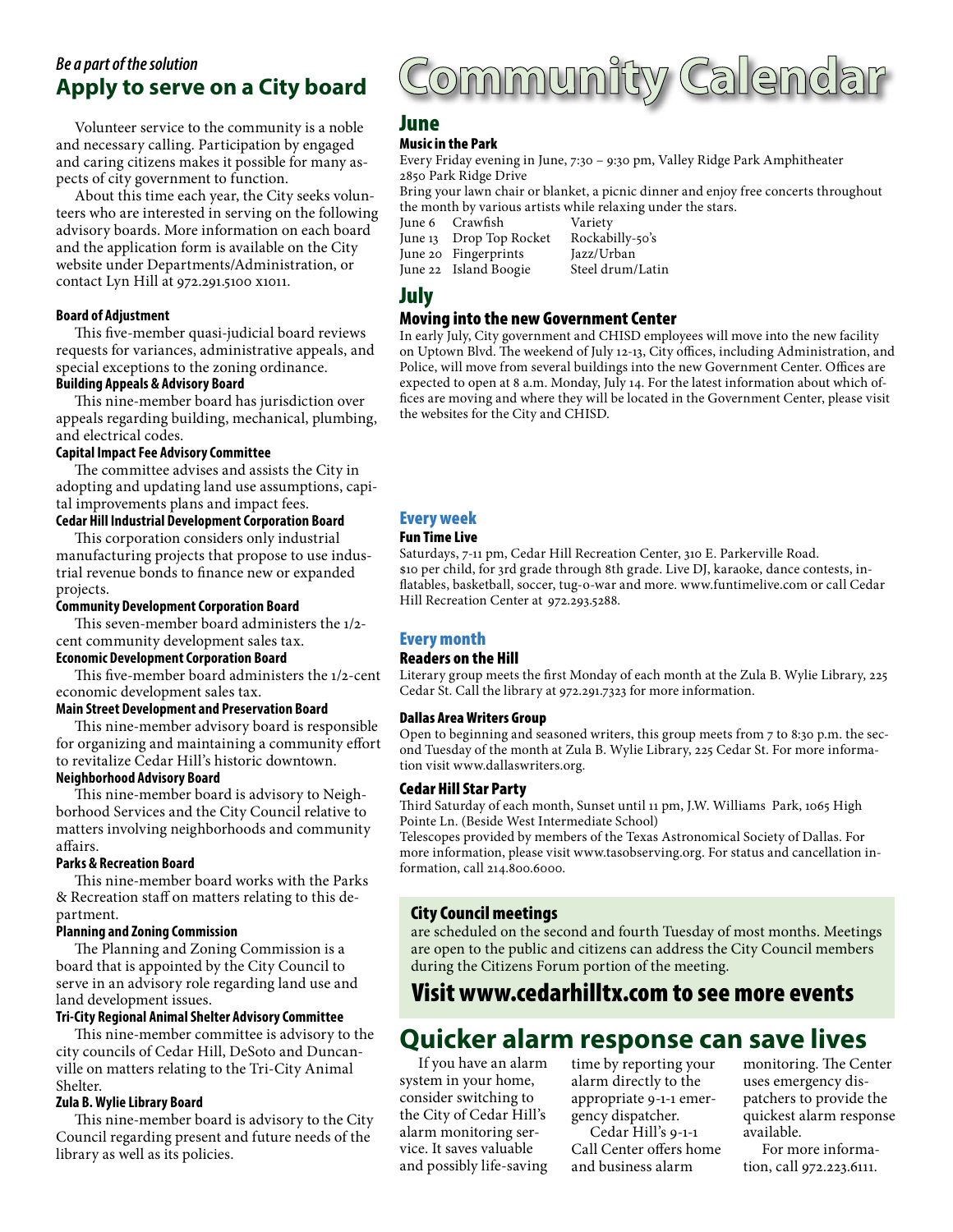*Be a part of the solution*

## Apply to serve on a City board

Volunteer service to the community is a noble and necessary calling. Participation by engaged and caring citizens makes it possible for many aspects of city government to function.

About this time each year, the City seeks volunteers who are interested in serving on the following advisory boards. More information on each board and the application form is available on the City website under Departments/Administration, or contact Lyn Hill at 972.291.5100 x1011.

**Board of Adjustment**

This five-member quasi-judicial board reviews requests for variances, administrative appeals, and special exceptions to the zoning ordinance.

**Building Appeals & Advisory Board**

This nine-member board has jurisdiction over appeals regarding building, mechanical, plumbing, and electrical codes.

**Capital Impact Fee Advisory Committee**

The committee advises and assists the City in adopting and updating land use assumptions, capital improvements plans and impact fees.

**Cedar Hill Industrial Development Corporation Board**

This corporation considers only industrial manufacturing projects that propose to use industrial revenue bonds to finance new or expanded projects.

**Community Development Corporation Board**

This seven-member board administers the 1/2-cent community development sales tax.

**Economic Development Corporation Board**

This five-member board administers the 1/2-cent economic development sales tax.

**Main Street Development and Preservation Board**

This nine-member advisory board is responsible for organizing and maintaining a community effort to revitalize Cedar Hill's historic downtown.

**Neighborhood Advisory Board**

This nine-member board is advisory to Neighborhood Services and the City Council relative to matters involving neighborhoods and community affairs.

**Parks & Recreation Board**

This nine-member board works with the Parks & Recreation staff on matters relating to this department.

**Planning and Zoning Commission**

The Planning and Zoning Commission is a board that is appointed by the City Council to serve in an advisory role regarding land use and land development issues.

**Tri-City Regional Animal Shelter Advisory Committee**

This nine-member committee is advisory to the city councils of Cedar Hill, DeSoto and Duncanville on matters relating to the Tri-City Animal Shelter.

**Zula B. Wylie Library Board**

This nine-member board is advisory to the City Council regarding present and future needs of the library as well as its policies.

# Community Calendar

## June

### Music in the Park

Every Friday evening in June, 7:30 – 9:30 pm, Valley Ridge Park Amphitheater
2850 Park Ridge Drive

Bring your lawn chair or blanket, a picnic dinner and enjoy free concerts throughout the month by various artists while relaxing under the stars.

| Date | Artist | Style |
|---|---|---|
| June 6 | Crawfish | Variety |
| June 13 | Drop Top Rocket | Rockabilly-50's |
| June 20 | Fingerprints | Jazz/Urban |
| June 22 | Island Boogie | Steel drum/Latin |

## July

### Moving into the new Government Center

In early July, City government and CHISD employees will move into the new facility on Uptown Blvd. The weekend of July 12-13, City offices, including Administration, and Police, will move from several buildings into the new Government Center. Offices are expected to open at 8 a.m. Monday, July 14. For the latest information about which offices are moving and where they will be located in the Government Center, please visit the websites for the City and CHISD.

## Every week

### Fun Time Live

Saturdays, 7-11 pm, Cedar Hill Recreation Center, 310 E. Parkerville Road.
$10 per child, for 3rd grade through 8th grade. Live DJ, karaoke, dance contests, inflatables, basketball, soccer, tug-o-war and more. www.funtimelive.com or call Cedar Hill Recreation Center at 972.293.5288.

## Every month

### Readers on the Hill

Literary group meets the first Monday of each month at the Zula B. Wylie Library, 225 Cedar St. Call the library at 972.291.7323 for more information.

**Dallas Area Writers Group**

Open to beginning and seasoned writers, this group meets from 7 to 8:30 p.m. the second Tuesday of the month at Zula B. Wylie Library, 225 Cedar St. For more information visit www.dallaswriters.org.

### Cedar Hill Star Party

Third Saturday of each month, Sunset until 11 pm, J.W. Williams Park, 1065 High Pointe Ln. (Beside West Intermediate School)

Telescopes provided by members of the Texas Astronomical Society of Dallas. For more information, please visit www.tasobserving.org. For status and cancellation information, call 214.800.6000.

### City Council meetings

are scheduled on the second and fourth Tuesday of most months. Meetings are open to the public and citizens can address the City Council members during the Citizens Forum portion of the meeting.

## Visit www.cedarhilltx.com to see more events

## Quicker alarm response can save lives

If you have an alarm system in your home, consider switching to the City of Cedar Hill's alarm monitoring service. It saves valuable and possibly life-saving time by reporting your alarm directly to the appropriate 9-1-1 emergency dispatcher.

Cedar Hill's 9-1-1 Call Center offers home and business alarm monitoring. The Center uses emergency dispatchers to provide the quickest alarm response available.

For more information, call 972.223.6111.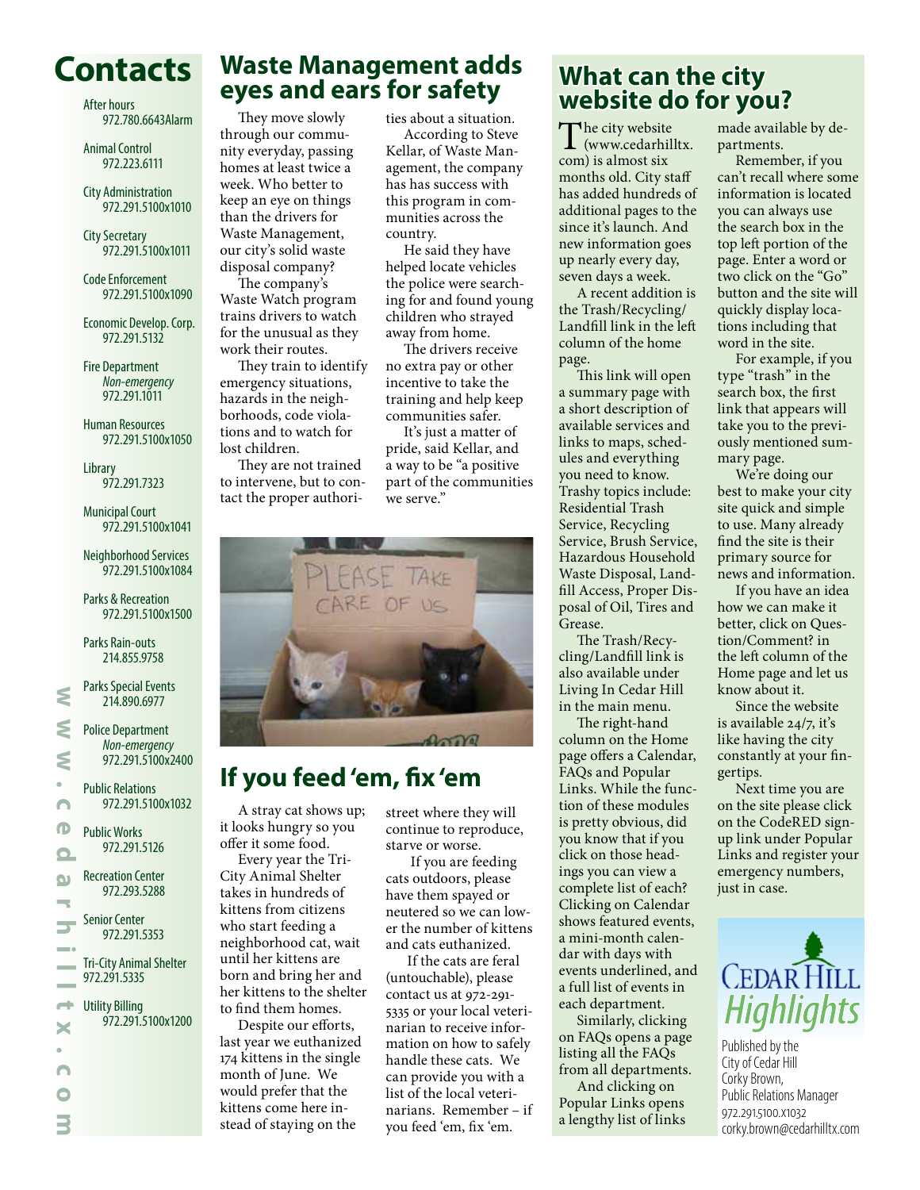# Contacts

After hours
972.780.6643Alarm

Animal Control
972.223.6111

City Administration
972.291.5100x1010

City Secretary
972.291.5100x1011

Code Enforcement
972.291.5100x1090

Economic Develop. Corp.
972.291.5132

Fire Department
*Non-emergency*
972.291.1011

Human Resources
972.291.5100x1050

Library
972.291.7323

Municipal Court
972.291.5100x1041

Neighborhood Services
972.291.5100x1084

Parks & Recreation
972.291.5100x1500

Parks Rain-outs
214.855.9758

Parks Special Events
214.890.6977

Police Department
*Non-emergency*
972.291.5100x2400

Public Relations
972.291.5100x1032

Public Works
972.291.5126

Recreation Center
972.293.5288

Senior Center
972.291.5353

Tri-City Animal Shelter
972.291.5335

Utility Billing
972.291.5100x1200

www.cedarhilltx.com

# Waste Management adds eyes and ears for safety

They move slowly through our community everyday, passing homes at least twice a week. Who better to keep an eye on things than the drivers for Waste Management, our city's solid waste disposal company?

The company's Waste Watch program trains drivers to watch for the unusual as they work their routes.

They train to identify emergency situations, hazards in the neighborhoods, code violations and to watch for lost children.

They are not trained to intervene, but to contact the proper authorities about a situation.

According to Steve Kellar, of Waste Management, the company has has success with this program in communities across the country.

He said they have helped locate vehicles the police were searching for and found young children who strayed away from home.

The drivers receive no extra pay or other incentive to take the training and help keep communities safer.

It's just a matter of pride, said Kellar, and a way to be "a positive part of the communities we serve."

# If you feed 'em, fix 'em

A stray cat shows up; it looks hungry so you offer it some food.

Every year the Tri-City Animal Shelter takes in hundreds of kittens from citizens who start feeding a neighborhood cat, wait until her kittens are born and bring her and her kittens to the shelter to find them homes.

Despite our efforts, last year we euthanized 174 kittens in the single month of June. We would prefer that the kittens come here instead of staying on the street where they will continue to reproduce, starve or worse.

If you are feeding cats outdoors, please have them spayed or neutered so we can lower the number of kittens and cats euthanized.

If the cats are feral (untouchable), please contact us at 972-291-5335 or your local veterinarian to receive information on how to safely handle these cats. We can provide you with a list of the local veterinarians. Remember – if you feed 'em, fix 'em.

# What can the city website do for you?

The city website (www.cedarhilltx.com) is almost six months old. City staff has added hundreds of additional pages to the since it's launch. And new information goes up nearly every day, seven days a week.

A recent addition is the Trash/Recycling/Landfill link in the left column of the home page.

This link will open a summary page with a short description of available services and links to maps, schedules and everything you need to know. Trashy topics include: Residential Trash Service, Recycling Service, Brush Service, Hazardous Household Waste Disposal, Landfill Access, Proper Disposal of Oil, Tires and Grease.

The Trash/Recycling/Landfill link is also available under Living In Cedar Hill in the main menu.

The right-hand column on the Home page offers a Calendar, FAQs and Popular Links. While the function of these modules is pretty obvious, did you know that if you click on those headings you can view a complete list of each? Clicking on Calendar shows featured events, a mini-month calendar with days with events underlined, and a full list of events in each department.

Similarly, clicking on FAQs opens a page listing all the FAQs from all departments.

And clicking on Popular Links opens a lengthy list of links made available by departments.

Remember, if you can't recall where some information is located you can always use the search box in the top left portion of the page. Enter a word or two click on the "Go" button and the site will quickly display locations including that word in the site.

For example, if you type "trash" in the search box, the first link that appears will take you to the previously mentioned summary page.

We're doing our best to make your city site quick and simple to use. Many already find the site is their primary source for news and information.

If you have an idea how we can make it better, click on Question/Comment? in the left column of the Home page and let us know about it.

Since the website is available 24/7, it's like having the city constantly at your fingertips.

Next time you are on the site please click on the CodeRED signup link under Popular Links and register your emergency numbers, just in case.

**CEDAR HILL *Highlights***

Published by the
City of Cedar Hill
Corky Brown,
Public Relations Manager
972.291.5100.x1032
corky.brown@cedarhilltx.com